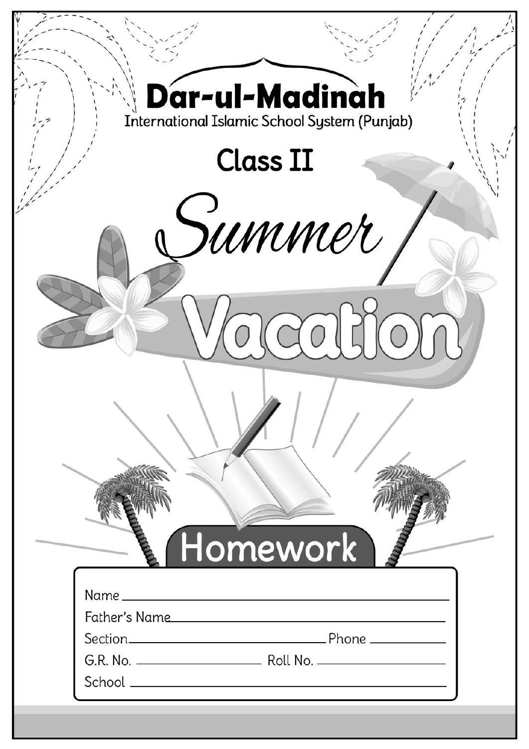# Dar-ul-Madinah

International Islamic School System (Punjab)

## Class II

# Summer Vacation

## Homework

Name ____________________

Father's Name ____________________

Section ____________________ Phone ____________

G.R. No. ____________ Roll No. ____________

School ____________________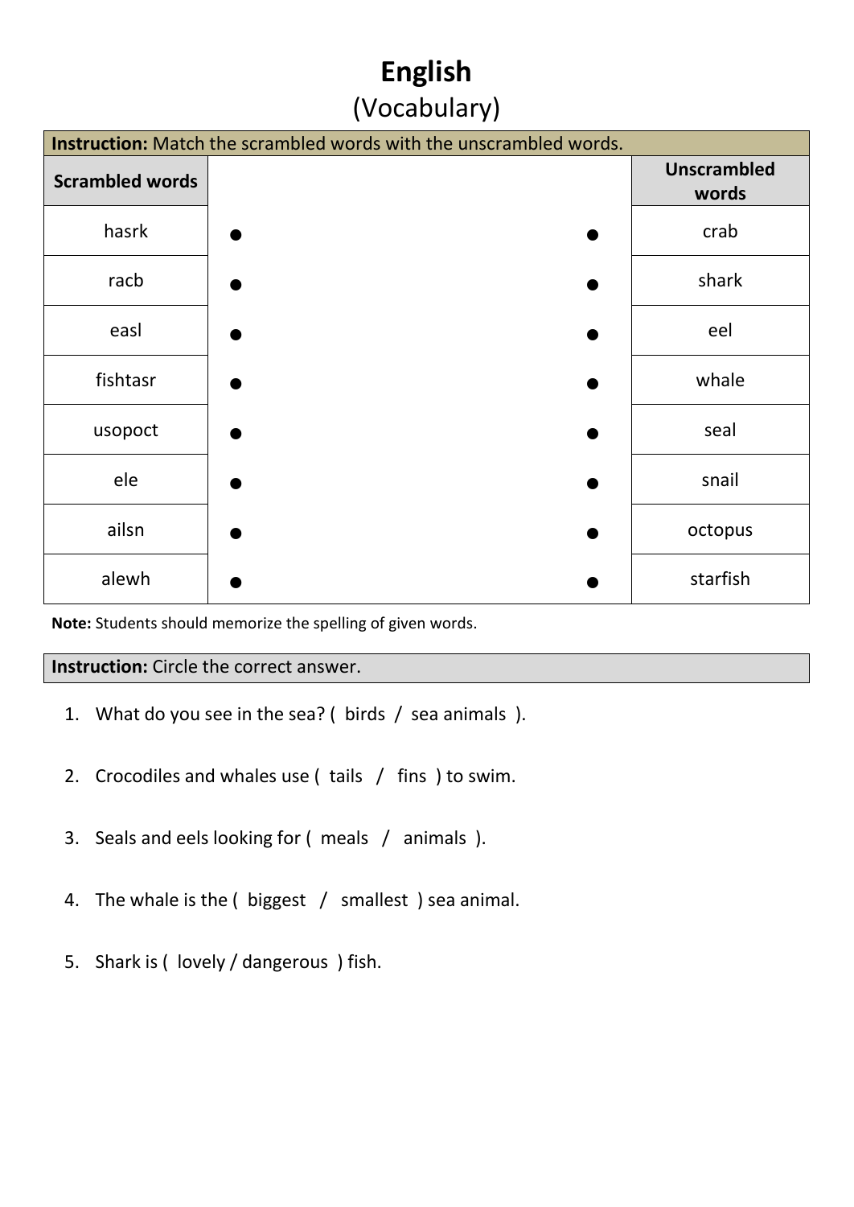# English

## (Vocabulary)

**Instruction:** Match the scrambled words with the unscrambled words.

| Scrambled words | | | Unscrambled words |
|---|---|---|---|
| hasrk | ● | ● | crab |
| racb | ● | ● | shark |
| easl | ● | ● | eel |
| fishtasr | ● | ● | whale |
| usopoct | ● | ● | seal |
| ele | ● | ● | snail |
| ailsn | ● | ● | octopus |
| alewh | ● | ● | starfish |

**Note:** Students should memorize the spelling of given words.

**Instruction:** Circle the correct answer.

1. What do you see in the sea? ( birds / sea animals ).
2. Crocodiles and whales use ( tails / fins ) to swim.
3. Seals and eels looking for ( meals / animals ).
4. The whale is the ( biggest / smallest ) sea animal.
5. Shark is ( lovely / dangerous ) fish.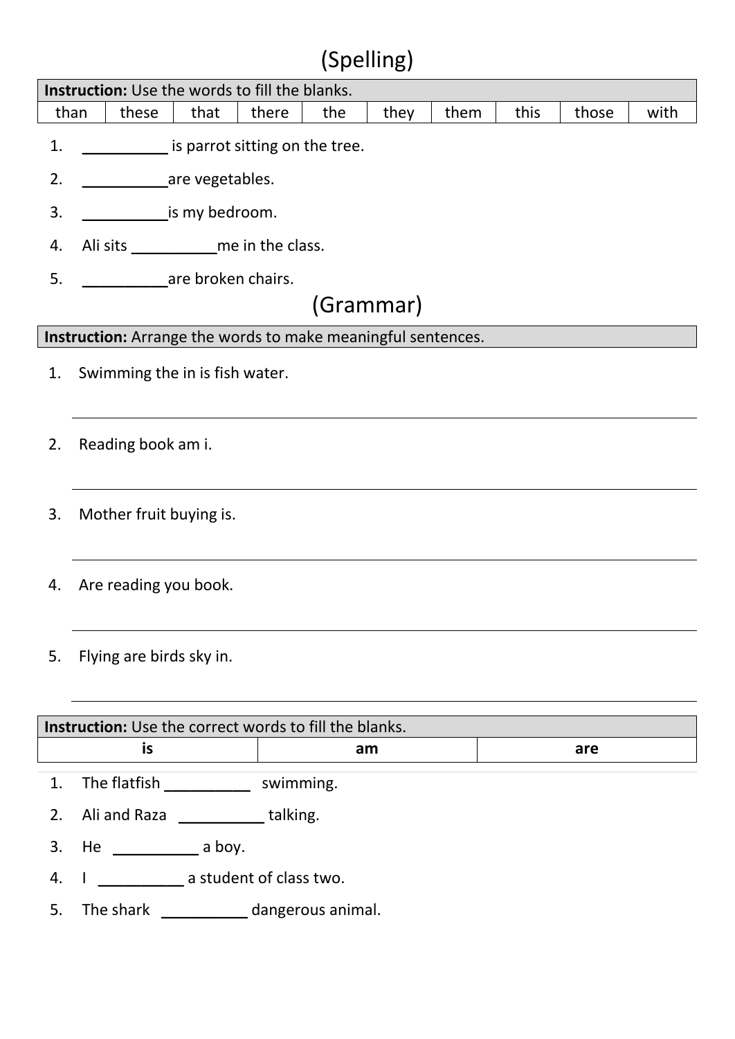# (Spelling)

| **Instruction:** Use the words to fill the blanks. | | | | | | | | | |
|---|---|---|---|---|---|---|---|---|---|
| than | these | that | there | the | they | them | this | those | with |

1. __________ is parrot sitting on the tree.
2. __________are vegetables.
3. __________is my bedroom.
4. Ali sits __________me in the class.
5. __________are broken chairs.

# (Grammar)

**Instruction:** Arrange the words to make meaningful sentences.

1. Swimming the in is fish water.

_______________________________________________

2. Reading book am i.

_______________________________________________

3. Mother fruit buying is.

_______________________________________________

4. Are reading you book.

_______________________________________________

5. Flying are birds sky in.

_______________________________________________

| **Instruction:** Use the correct words to fill the blanks. | | |
|---|---|---|
| **is** | **am** | **are** |

1. The flatfish __________ swimming.
2. Ali and Raza __________ talking.
3. He __________ a boy.
4. I __________ a student of class two.
5. The shark __________ dangerous animal.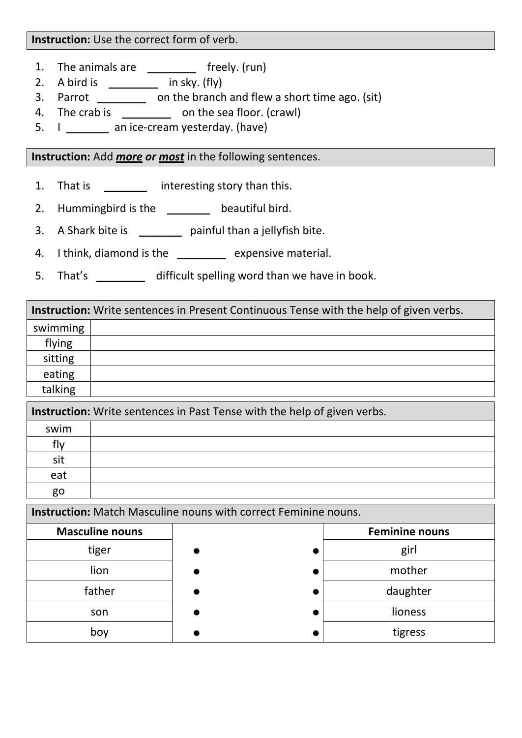**Instruction:** Use the correct form of verb.

1. The animals are ________ freely. (run)
2. A bird is ________ in sky. (fly)
3. Parrot ________ on the branch and flew a short time ago. (sit)
4. The crab is ________ on the sea floor. (crawl)
5. I _______ an ice-cream yesterday. (have)

**Instruction:** Add ***more*** ***or*** ***most*** in the following sentences.

1. That is _______ interesting story than this.
2. Hummingbird is the _______ beautiful bird.
3. A Shark bite is _______ painful than a jellyfish bite.
4. I think, diamond is the ________ expensive material.
5. That's ________ difficult spelling word than we have in book.

| **Instruction:** Write sentences in Present Continuous Tense with the help of given verbs. | |
|---|---|
| swimming | |
| flying | |
| sitting | |
| eating | |
| talking | |

| **Instruction:** Write sentences in Past Tense with the help of given verbs. | |
|---|---|
| swim | |
| fly | |
| sit | |
| eat | |
| go | |

**Instruction:** Match Masculine nouns with correct Feminine nouns.

| Masculine nouns | | | Feminine nouns |
|---|---|---|---|
| tiger | ● | ● | girl |
| lion | ● | ● | mother |
| father | ● | ● | daughter |
| son | ● | ● | lioness |
| boy | ● | ● | tigress |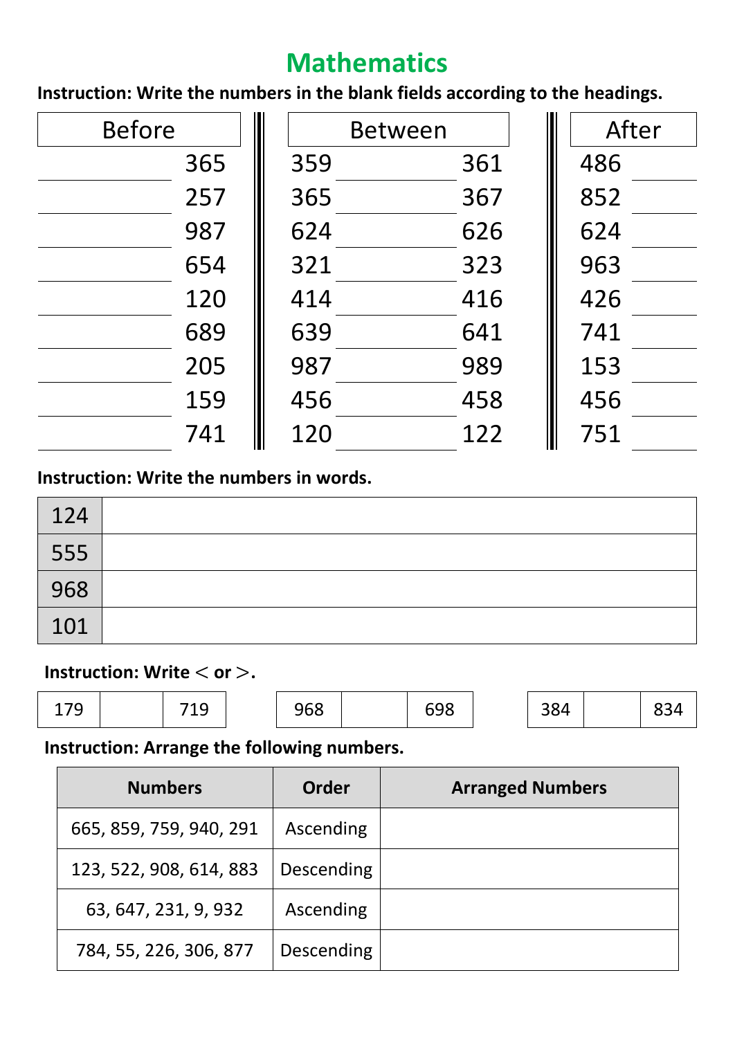# Mathematics

**Instruction: Write the numbers in the blank fields according to the headings.**

| Before | | Between | | | After | |
|---|---|---|---|---|---|---|
| | 365 | 359 | | 361 | 486 | |
| | 257 | 365 | | 367 | 852 | |
| | 987 | 624 | | 626 | 624 | |
| | 654 | 321 | | 323 | 963 | |
| | 120 | 414 | | 416 | 426 | |
| | 689 | 639 | | 641 | 741 | |
| | 205 | 987 | | 989 | 153 | |
| | 159 | 456 | | 458 | 456 | |
| | 741 | 120 | | 122 | 751 | |

**Instruction: Write the numbers in words.**

| | |
|---|---|
| 124 | |
| 555 | |
| 968 | |
| 101 | |

**Instruction: Write < or >.**

| | | | | | | | | |
|---|---|---|---|---|---|---|---|---|
| 179 | | 719 | 968 | | 698 | 384 | | 834 |

**Instruction: Arrange the following numbers.**

| Numbers | Order | Arranged Numbers |
|---|---|---|
| 665, 859, 759, 940, 291 | Ascending | |
| 123, 522, 908, 614, 883 | Descending | |
| 63, 647, 231, 9, 932 | Ascending | |
| 784, 55, 226, 306, 877 | Descending | |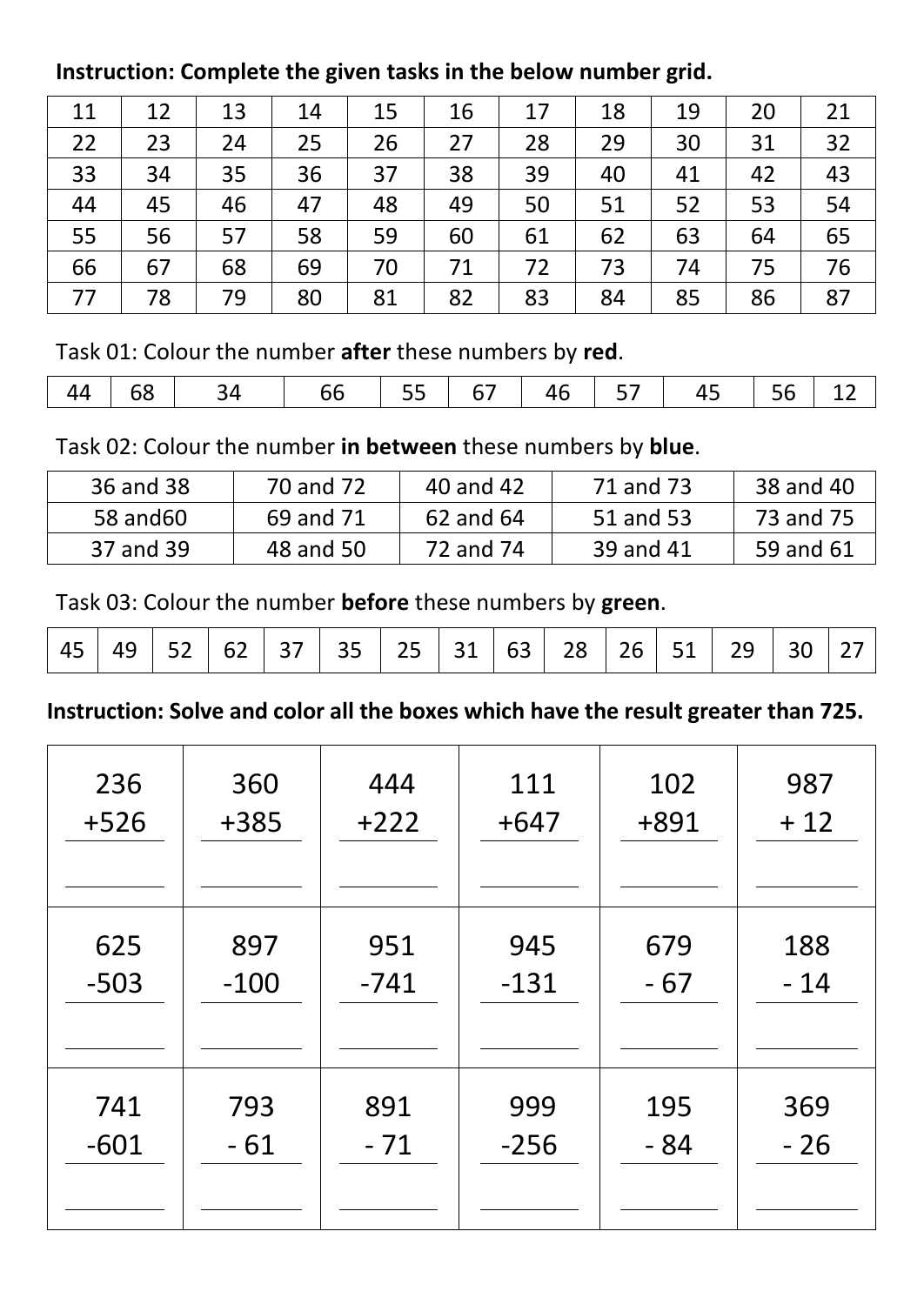**Instruction: Complete the given tasks in the below number grid.**

| 11 | 12 | 13 | 14 | 15 | 16 | 17 | 18 | 19 | 20 | 21 |
|---|---|---|---|---|---|---|---|---|---|---|
| 22 | 23 | 24 | 25 | 26 | 27 | 28 | 29 | 30 | 31 | 32 |
| 33 | 34 | 35 | 36 | 37 | 38 | 39 | 40 | 41 | 42 | 43 |
| 44 | 45 | 46 | 47 | 48 | 49 | 50 | 51 | 52 | 53 | 54 |
| 55 | 56 | 57 | 58 | 59 | 60 | 61 | 62 | 63 | 64 | 65 |
| 66 | 67 | 68 | 69 | 70 | 71 | 72 | 73 | 74 | 75 | 76 |
| 77 | 78 | 79 | 80 | 81 | 82 | 83 | 84 | 85 | 86 | 87 |

Task 01: Colour the number **after** these numbers by **red**.

| 44 | 68 | 34 | 66 | 55 | 67 | 46 | 57 | 45 | 56 | 12 |
|---|---|---|---|---|---|---|---|---|---|---|

Task 02: Colour the number **in between** these numbers by **blue**.

| 36 and 38 | 70 and 72 | 40 and 42 | 71 and 73 | 38 and 40 |
|---|---|---|---|---|
| 58 and60 | 69 and 71 | 62 and 64 | 51 and 53 | 73 and 75 |
| 37 and 39 | 48 and 50 | 72 and 74 | 39 and 41 | 59 and 61 |

Task 03: Colour the number **before** these numbers by **green**.

| 45 | 49 | 52 | 62 | 37 | 35 | 25 | 31 | 63 | 28 | 26 | 51 | 29 | 30 | 27 |
|---|---|---|---|---|---|---|---|---|---|---|---|---|---|---|

**Instruction: Solve and color all the boxes which have the result greater than 725.**

| 236 +526 \_\_\_\_ | 360 +385 \_\_\_\_ | 444 +222 \_\_\_\_ | 111 +647 \_\_\_\_ | 102 +891 \_\_\_\_ | 987 + 12 \_\_\_\_ |
|---|---|---|---|---|---|
| 625 -503 \_\_\_\_ | 897 -100 \_\_\_\_ | 951 -741 \_\_\_\_ | 945 -131 \_\_\_\_ | 679 - 67 \_\_\_\_ | 188 - 14 \_\_\_\_ |
| 741 -601 \_\_\_\_ | 793 - 61 \_\_\_\_ | 891 - 71 \_\_\_\_ | 999 -256 \_\_\_\_ | 195 - 84 \_\_\_\_ | 369 - 26 \_\_\_\_ |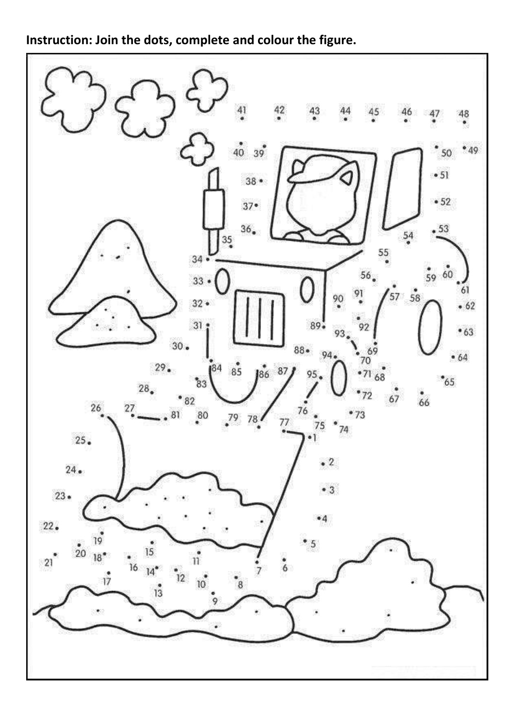**Instruction: Join the dots, complete and colour the figure.**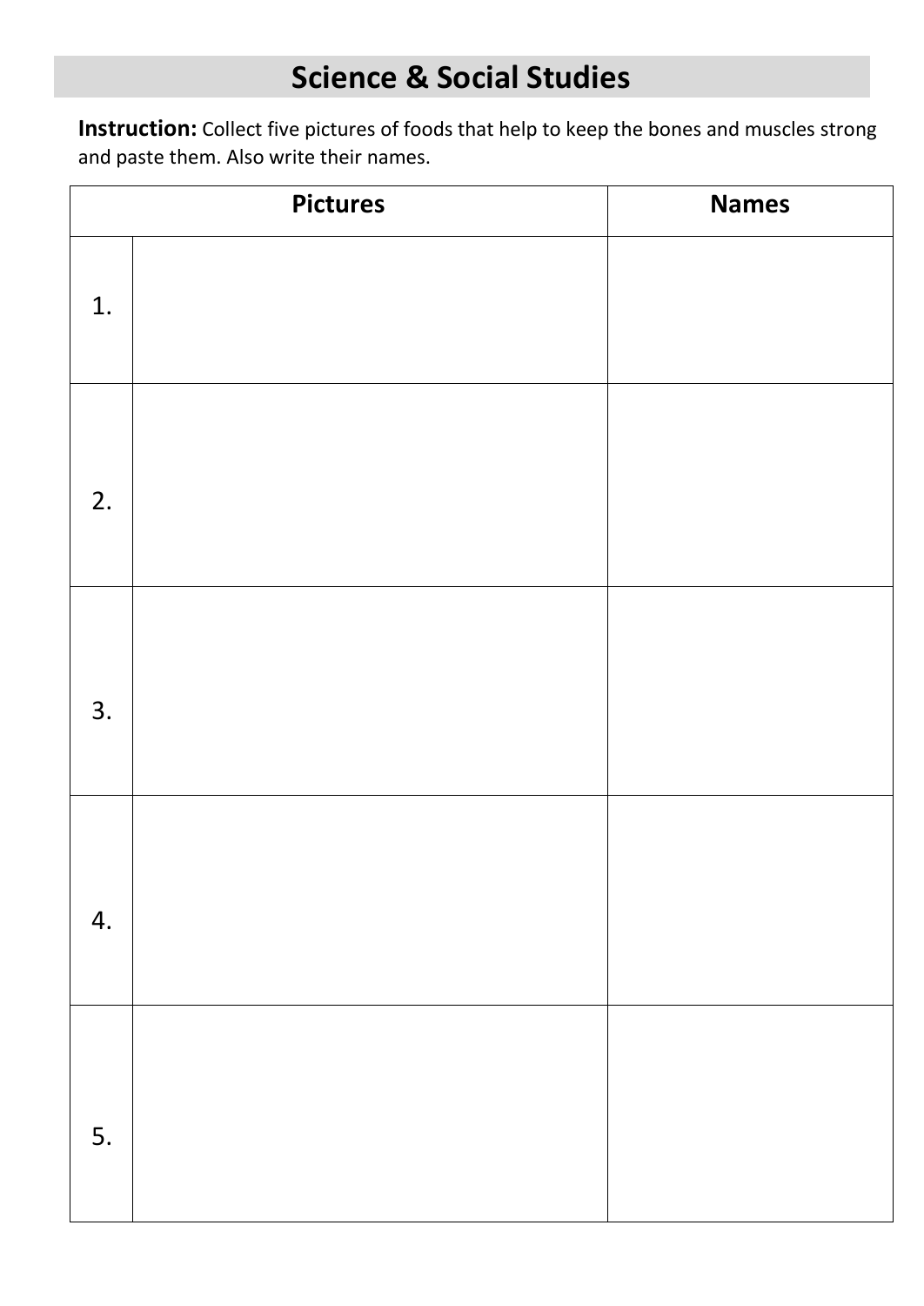# Science & Social Studies

**Instruction:** Collect five pictures of foods that help to keep the bones and muscles strong and paste them. Also write their names.

| Pictures | | Names |
| --- | --- | --- |
| 1. | | |
| 2. | | |
| 3. | | |
| 4. | | |
| 5. | | |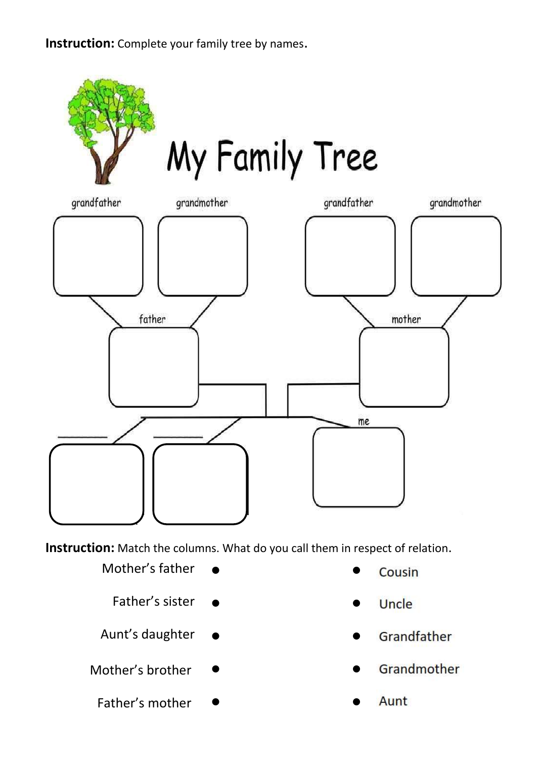**Instruction:** Complete your family tree by names.

# My Family Tree

grandfather grandmother grandfather grandmother

father mother

\_\_\_\_\_\_\_\_ \_\_\_\_\_\_\_\_ me

**Instruction:** Match the columns. What do you call them in respect of relation.

| | |
|---|---|
| Mother's father ● | ● Cousin |
| Father's sister ● | ● Uncle |
| Aunt's daughter ● | ● Grandfather |
| Mother's brother ● | ● Grandmother |
| Father's mother ● | ● Aunt |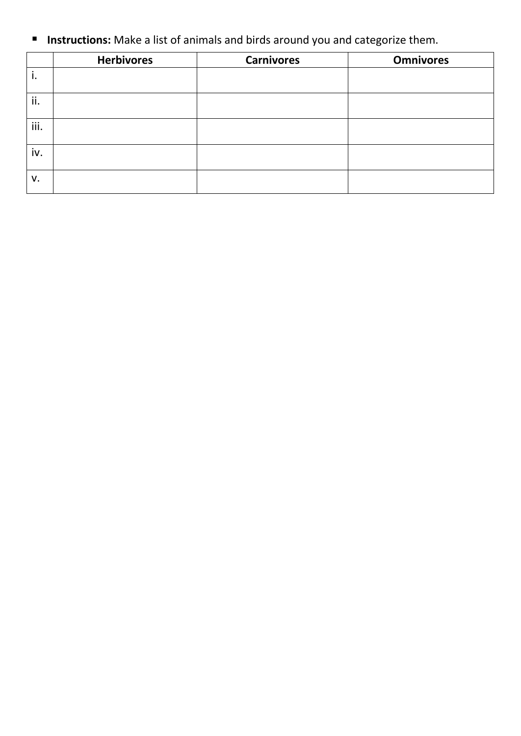- **Instructions:** Make a list of animals and birds around you and categorize them.

| | Herbivores | Carnivores | Omnivores |
|---|---|---|---|
| i. | | | |
| ii. | | | |
| iii. | | | |
| iv. | | | |
| v. | | | |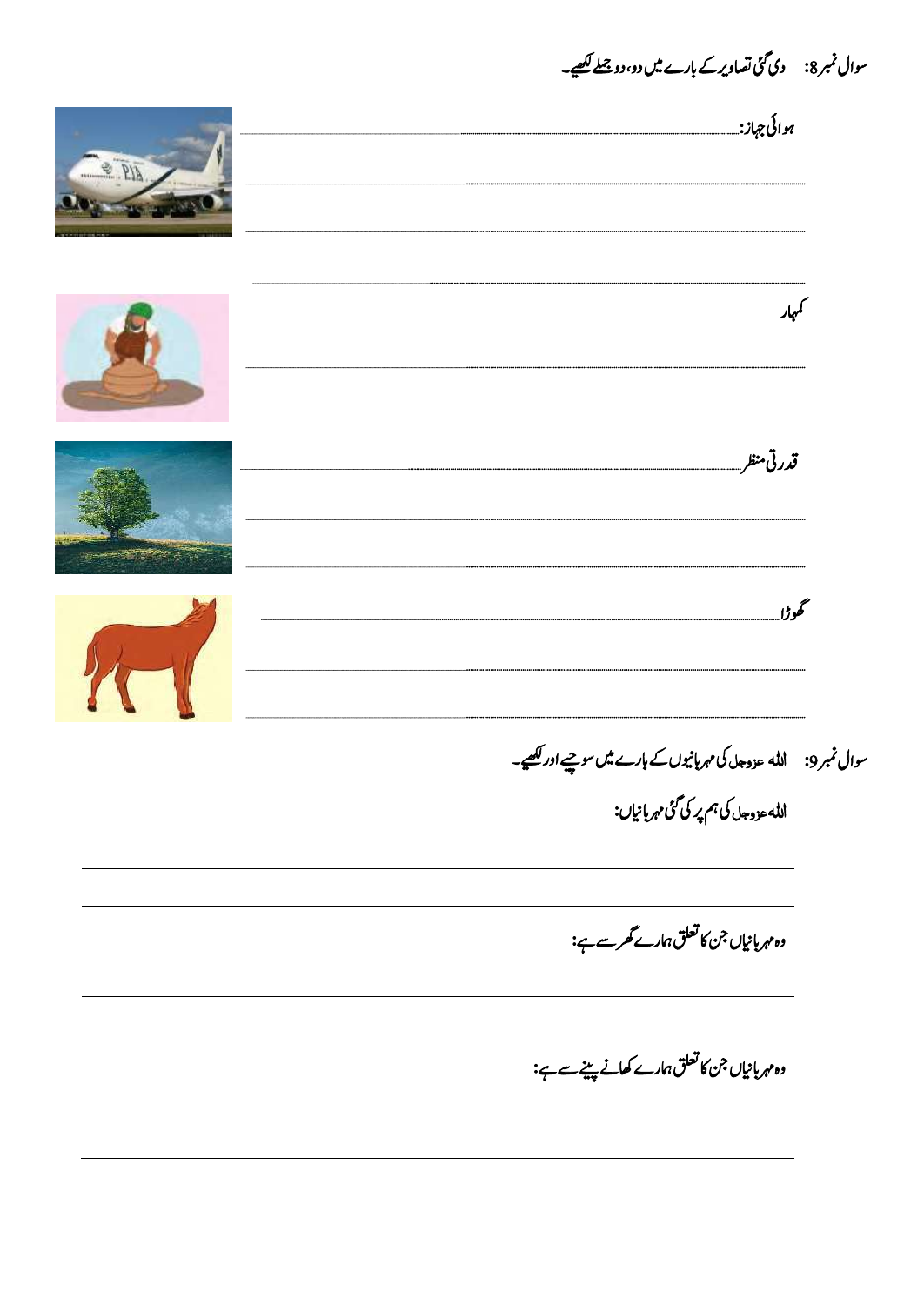سوال نمبر8: دی گئی تصاویر کے بارے میں دو، دو جملے لکھیے۔

ہوائی جہاز: ............................................................

............................................................

............................................................

............................................................

کمہار

............................................................

قدرتی منظر ............................................................

............................................................

............................................................

گھوڑا ............................................................

............................................................

............................................................

سوال نمبر9: اللہ عزوجل کی مہربانیوں کے بارے میں سوچیے اور لکھیے۔

اللہ عزوجل کی ہم پر کی گئی مہربانیاں:

............................................................

............................................................

وہ مہربانیاں جن کا تعلق ہمارے گھر سے ہے:

............................................................

............................................................

وہ مہربانیاں جن کا تعلق ہمارے کھانے پینے سے ہے:

............................................................

............................................................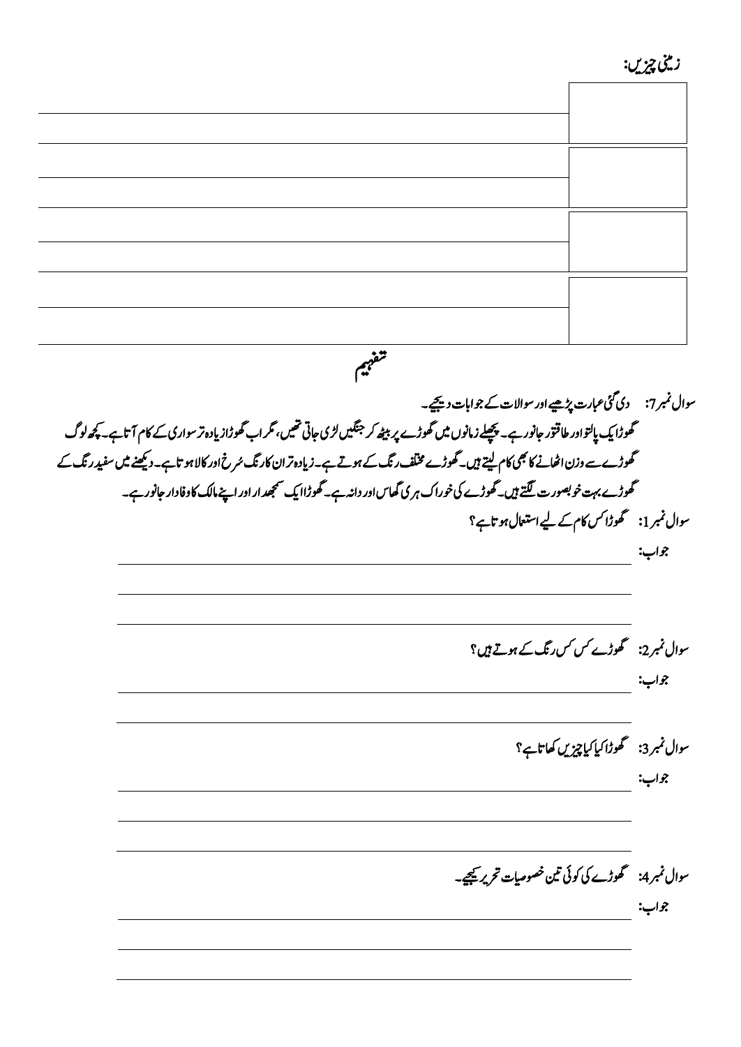زمینی چیزیں:

| | |
|---|---|
| | |
| | |
| | |
| | |

## تفہیم

سوال نمبر 7: دی گئی عبارت پڑھیے اور سوالات کے جوابات دیجیے۔

گھوڑا ایک پالتو اور طاقتور جانور ہے۔ پچھلے زمانوں میں گھوڑے پر بیٹھ کر جنگیں لڑی جاتی تھیں، مگر اب گھوڑا زیادہ تر سواری کے کام آتا ہے۔ کچھ لوگ گھوڑے سے وزن اٹھانے کا بھی کام لیتے ہیں۔ گھوڑے مختلف رنگ کے ہوتے ہے۔ زیادہ تر ان کا رنگ سُرخ اور کالا ہوتا ہے۔ دیکھنے میں سفید رنگ کے گھوڑے بہت خوبصورت لگتے ہیں۔ گھوڑے کی خوراک ہری گھاس اور دانہ ہے۔ گھوڑا ایک سمجھدار اور اپنے مالک کا وفادار جانور ہے۔

سوال نمبر 1: گھوڑا کس کام کے لیے استعمال ہوتا ہے؟

جواب: ______________________

______________________

______________________

سوال نمبر 2: گھوڑے کس کس رنگ کے ہوتے ہیں؟

جواب: ______________________

______________________

سوال نمبر 3: گھوڑا کیا کیا چیزیں کھاتا ہے؟

جواب: ______________________

______________________

______________________

سوال نمبر 4: گھوڑے کی کوئی تین خصوصیات تحریر کیجیے۔

جواب: ______________________

______________________

______________________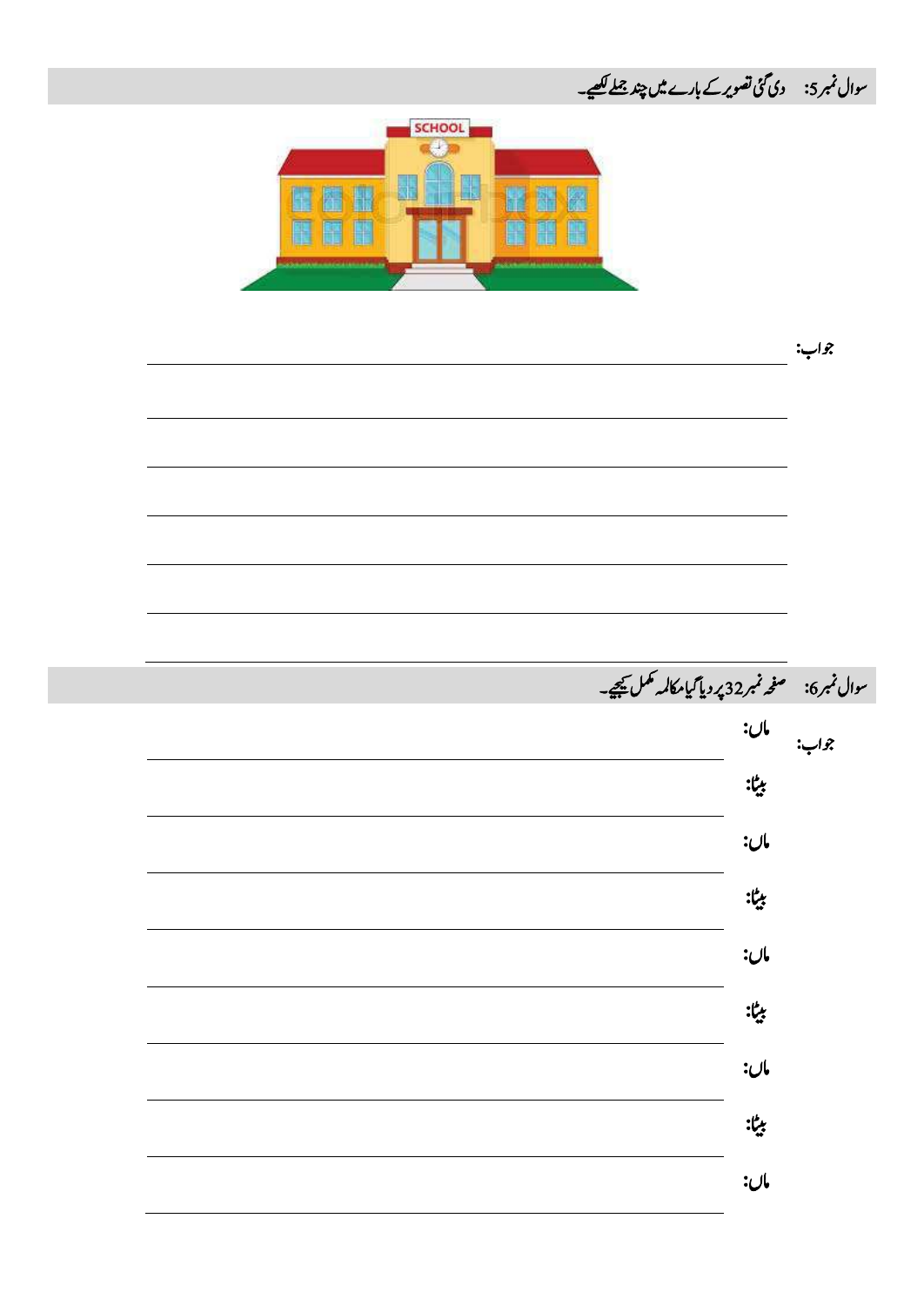سوال نمبر5: دی گئی تصویر کے بارے میں چند جملے لکھیے۔

جواب:

سوال نمبر6: صفحہ نمبر32 پر دیا گیا مکالمہ مکمل کیجیے۔

جواب:

ماں:

بیٹا:

ماں:

بیٹا:

ماں:

بیٹا:

ماں:

بیٹا:

ماں: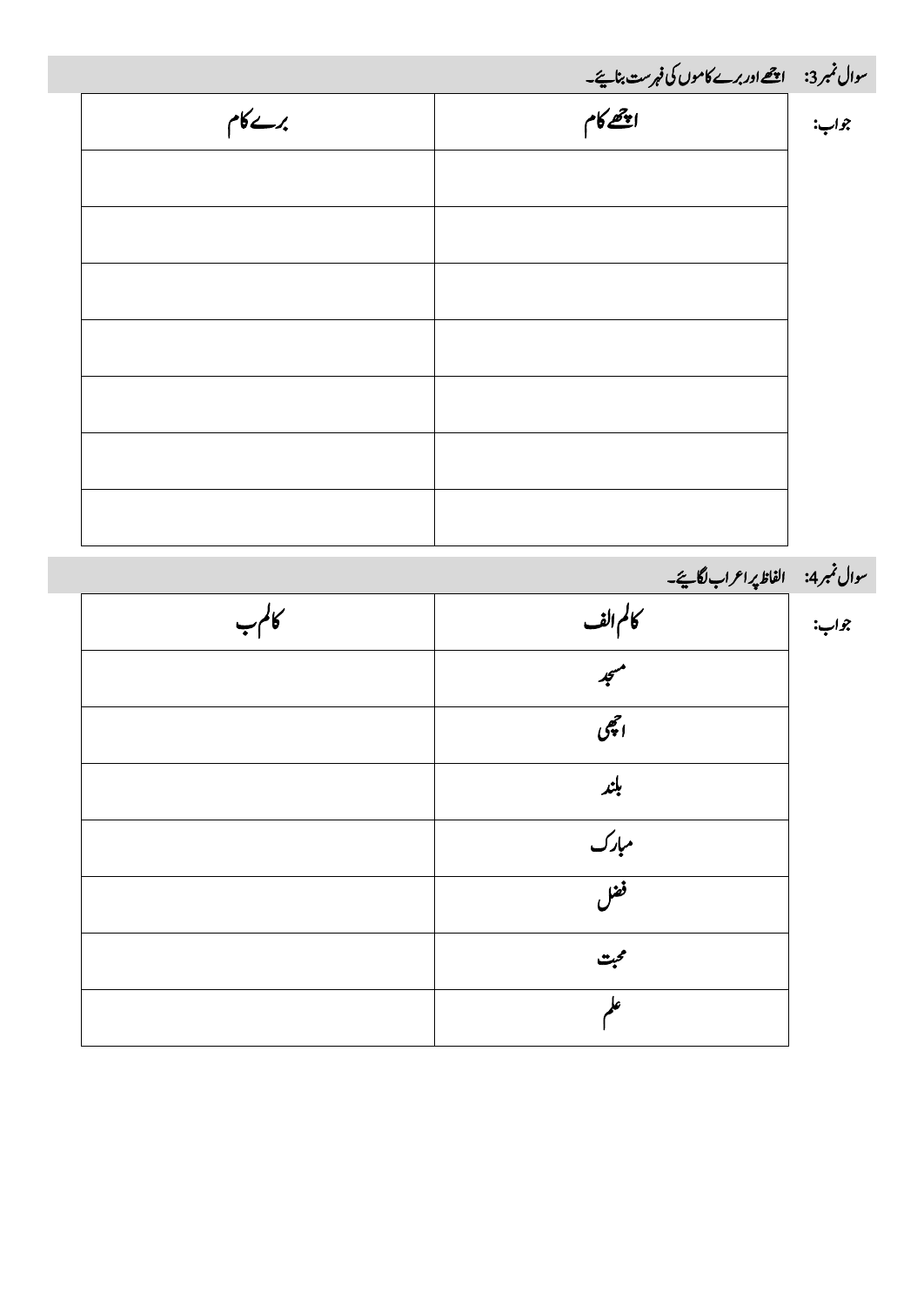سوال نمبر3: اچھے اور برے کاموں کی فہرست بنائیے۔

جواب:

| اچھے کام | برے کام |
|---|---|
| | |
| | |
| | |
| | |
| | |
| | |
| | |

سوال نمبر4: الفاظ پر اعراب لگائیے۔

جواب:

| کالم الف | کالم ب |
|---|---|
| مسجد | |
| اچھی | |
| بلند | |
| مبارک | |
| فضل | |
| محبت | |
| علم | |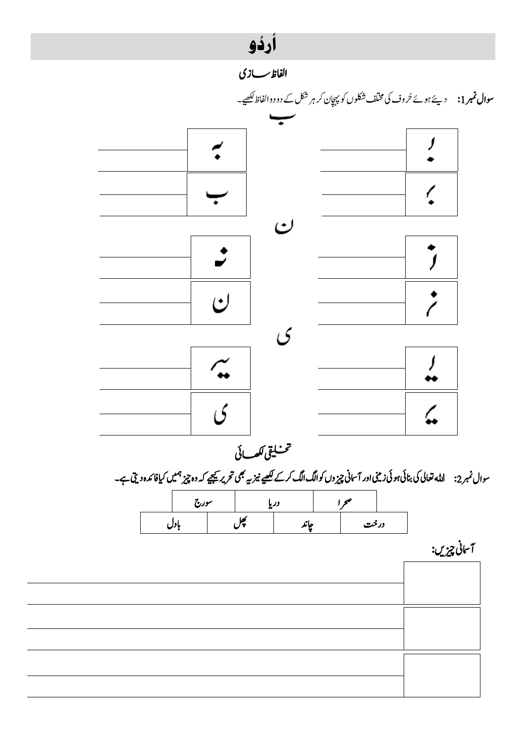# اُردُو

## الفاظ سازی

**سوال نمبر1:** دیئے ہوئے حُروف کی مختلف شکلوں کو پہچان کر ہر شکل کے دو دو الفاظ لکھیے۔

### ب

| شکل | الفاظ | شکل | الفاظ |
|---|---|---|---|
| بـ | | بہ | |
| ـبـ | | ب | |

### ن

| شکل | الفاظ | شکل | الفاظ |
|---|---|---|---|
| نـ | | ـنـ | |
| ـن | | ن | |

### ی

| شکل | الفاظ | شکل | الفاظ |
|---|---|---|---|
| یـ | | یہ | |
| ـیـ | | ی | |

## تخلیقی لکھائی

**سوال نمبر2:** اللہ تعالیٰ کی بنائی ہوئی زمینی اور آسمانی چیزوں کو الگ الگ کر کے لکھیے نیز یہ بھی تحریر کیجیے کہ وہ چیز ہمیں کیا فائدہ دیتی ہے۔

| صحرا | دریا | سورج | |
|---|---|---|---|
| درخت | چاند | پھل | بادل |

**آسمانی چیزیں:**

| چیز | فائدہ |
|---|---|
| | |
| | |
| | |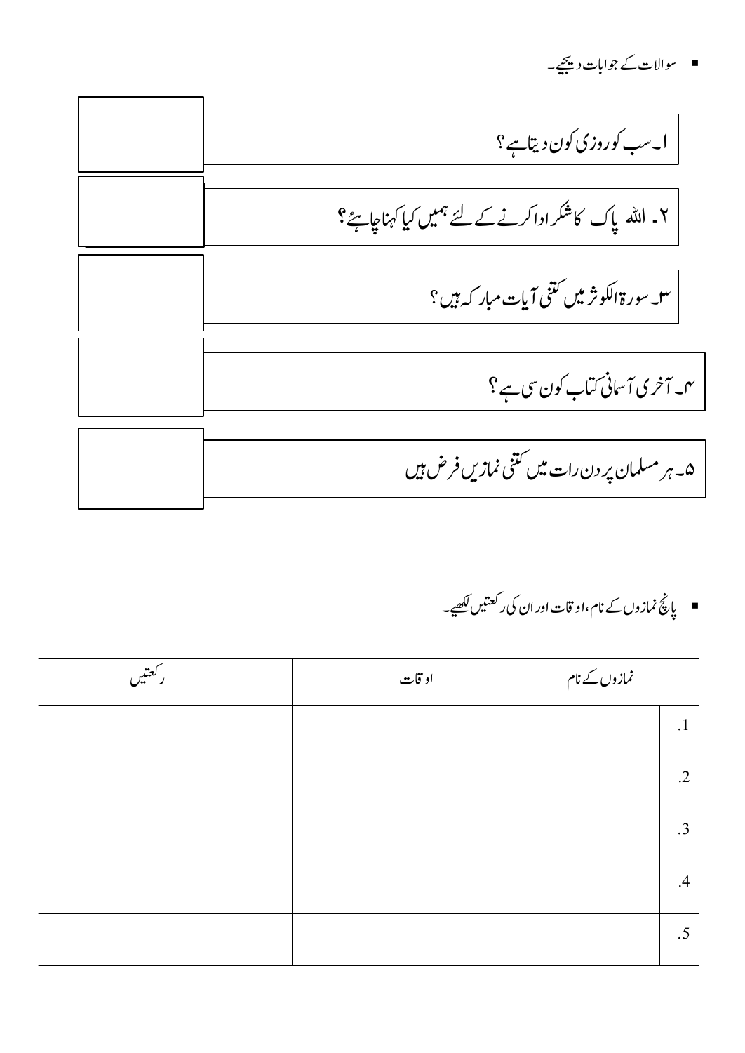- سوالات کے جوابات دیجیے۔

۱۔ سب کو روزی کون دیتا ہے؟

۲۔ اللہ پاک کا شکر ادا کرنے کے لئے ہمیں کیا کہنا چاہئے؟

۳۔ سورۃ الکوثر میں کتنی آیات مبارکہ ہیں؟

۴۔ آخری آسمانی کتاب کون سی ہے؟

۵۔ ہر مسلمان پر دن رات میں کتنی نمازیں فرض ہیں

- پانچ نمازوں کے نام، اوقات اور ان کی رکعتیں لکھیے۔

| | نمازوں کے نام | اوقات | رکعتیں |
|---|---|---|---|
| .1 | | | |
| .2 | | | |
| .3 | | | |
| .4 | | | |
| .5 | | | |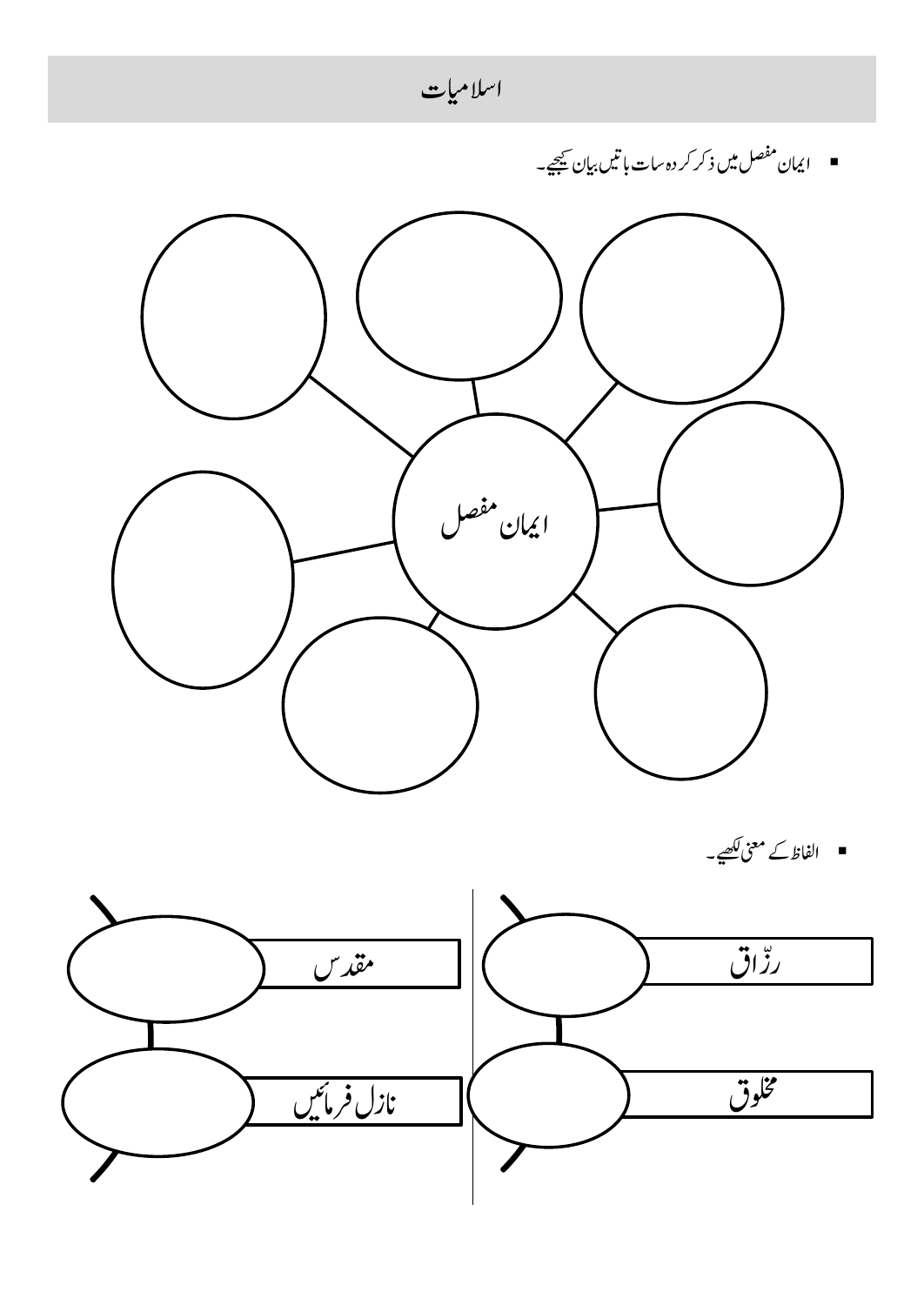# اسلامیات

- ایمان مفصل میں ذکر کردہ سات باتیں بیان کیجیے۔

ایمان مفصل

- الفاظ کے معنی لکھیے۔

رزّاق

مخلوق

مقدس

نازل فرمائیں